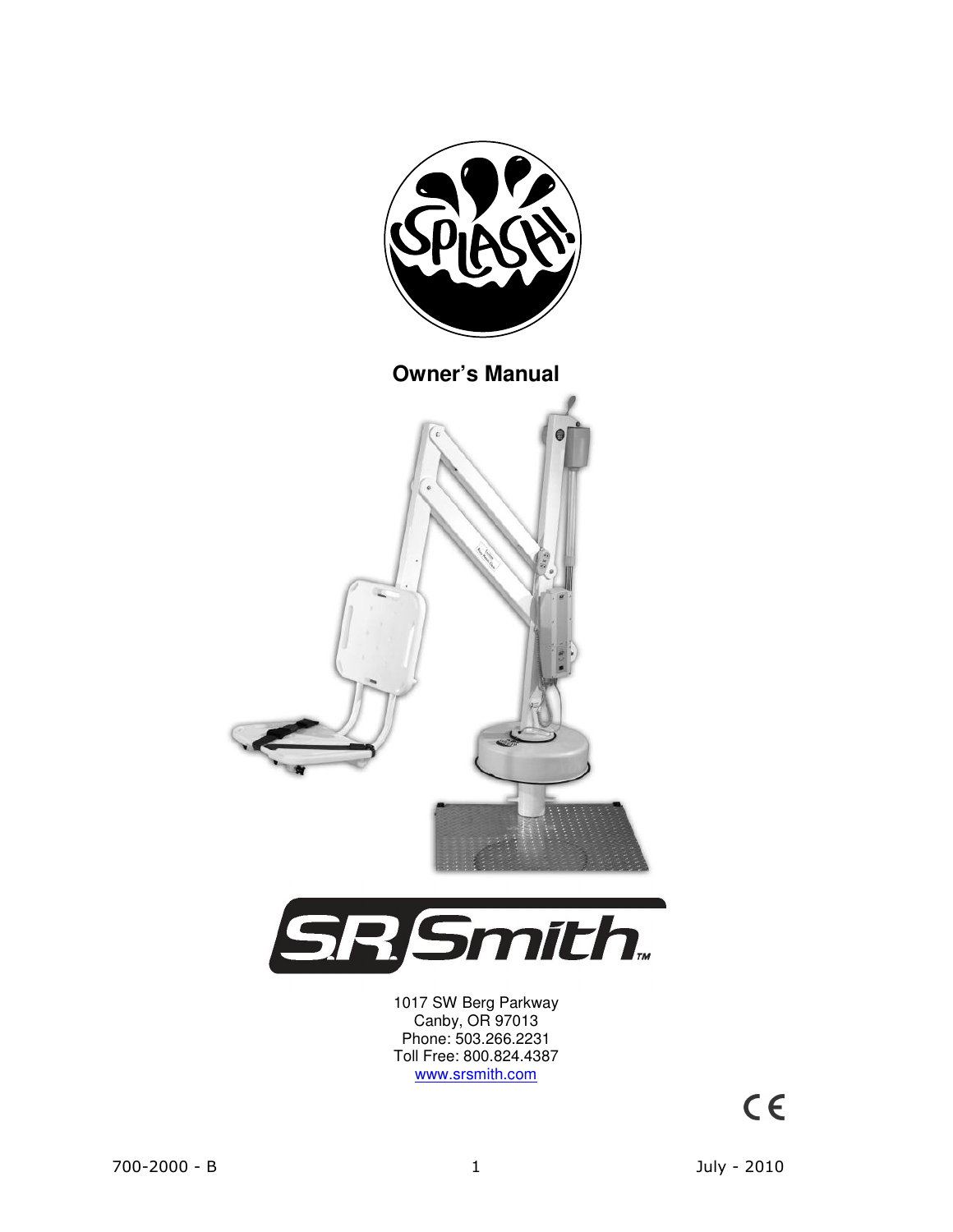# Owner's Manual

1017 SW Berg Parkway
Canby, OR 97013
Phone: 503.266.2231
Toll Free: 800.824.4387
www.srsmith.com

700-2000 - B

July - 2010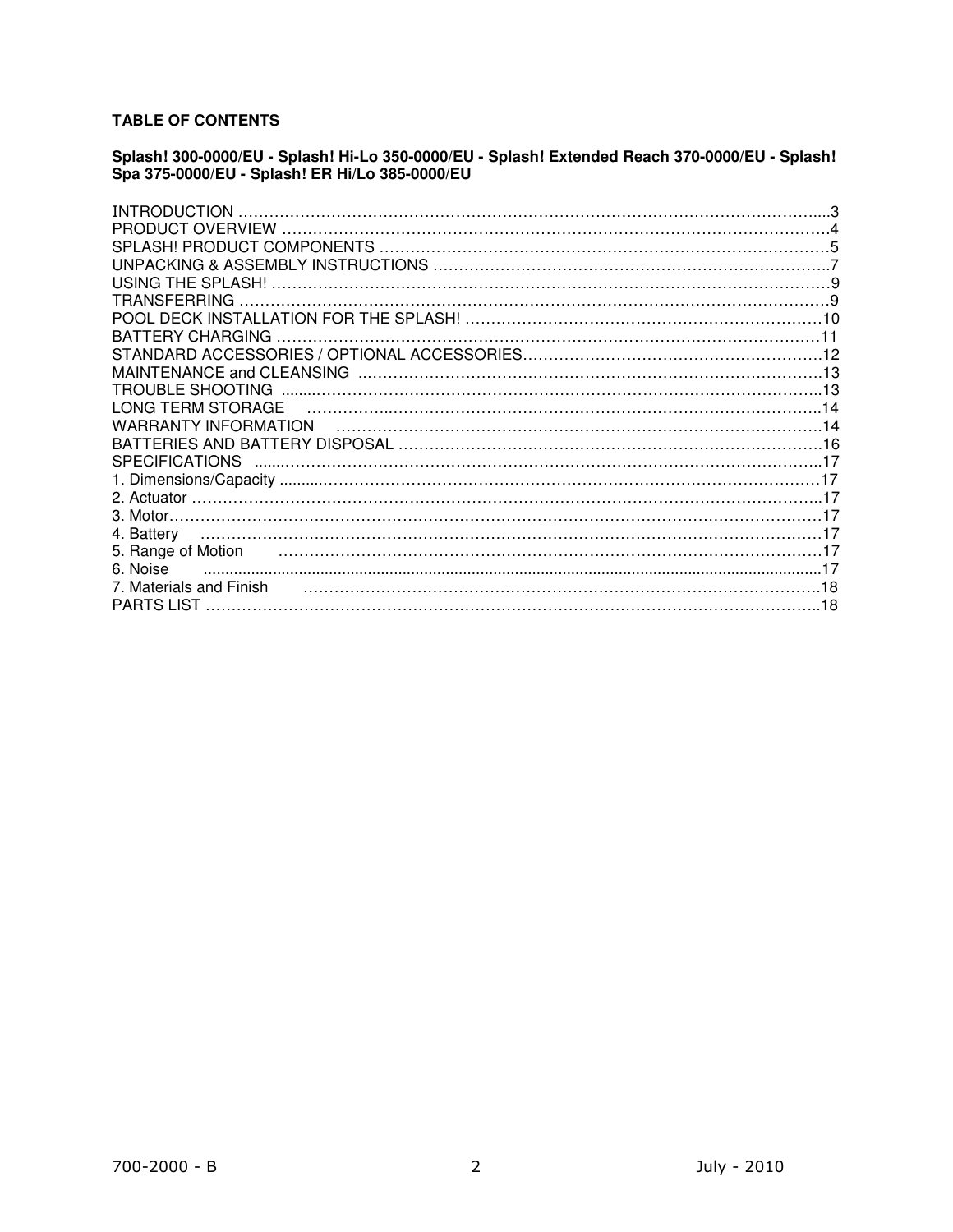**TABLE OF CONTENTS**

**Splash! 300-0000/EU - Splash! Hi-Lo 350-0000/EU - Splash! Extended Reach 370-0000/EU - Splash! Spa 375-0000/EU - Splash! ER Hi/Lo 385-0000/EU**

| Section | Page |
|---|---|
| INTRODUCTION | 3 |
| PRODUCT OVERVIEW | 4 |
| SPLASH! PRODUCT COMPONENTS | 5 |
| UNPACKING & ASSEMBLY INSTRUCTIONS | 7 |
| USING THE SPLASH! | 9 |
| TRANSFERRING | 9 |
| POOL DECK INSTALLATION FOR THE SPLASH! | 10 |
| BATTERY CHARGING | 11 |
| STANDARD ACCESSORIES / OPTIONAL ACCESSORIES | 12 |
| MAINTENANCE and CLEANSING | 13 |
| TROUBLE SHOOTING | 13 |
| LONG TERM STORAGE | 14 |
| WARRANTY INFORMATION | 14 |
| BATTERIES AND BATTERY DISPOSAL | 16 |
| SPECIFICATIONS | 17 |
| 1. Dimensions/Capacity | 17 |
| 2. Actuator | 17 |
| 3. Motor | 17 |
| 4. Battery | 17 |
| 5. Range of Motion | 17 |
| 6. Noise | 17 |
| 7. Materials and Finish | 18 |
| PARTS LIST | 18 |

700-2000 - B July - 2010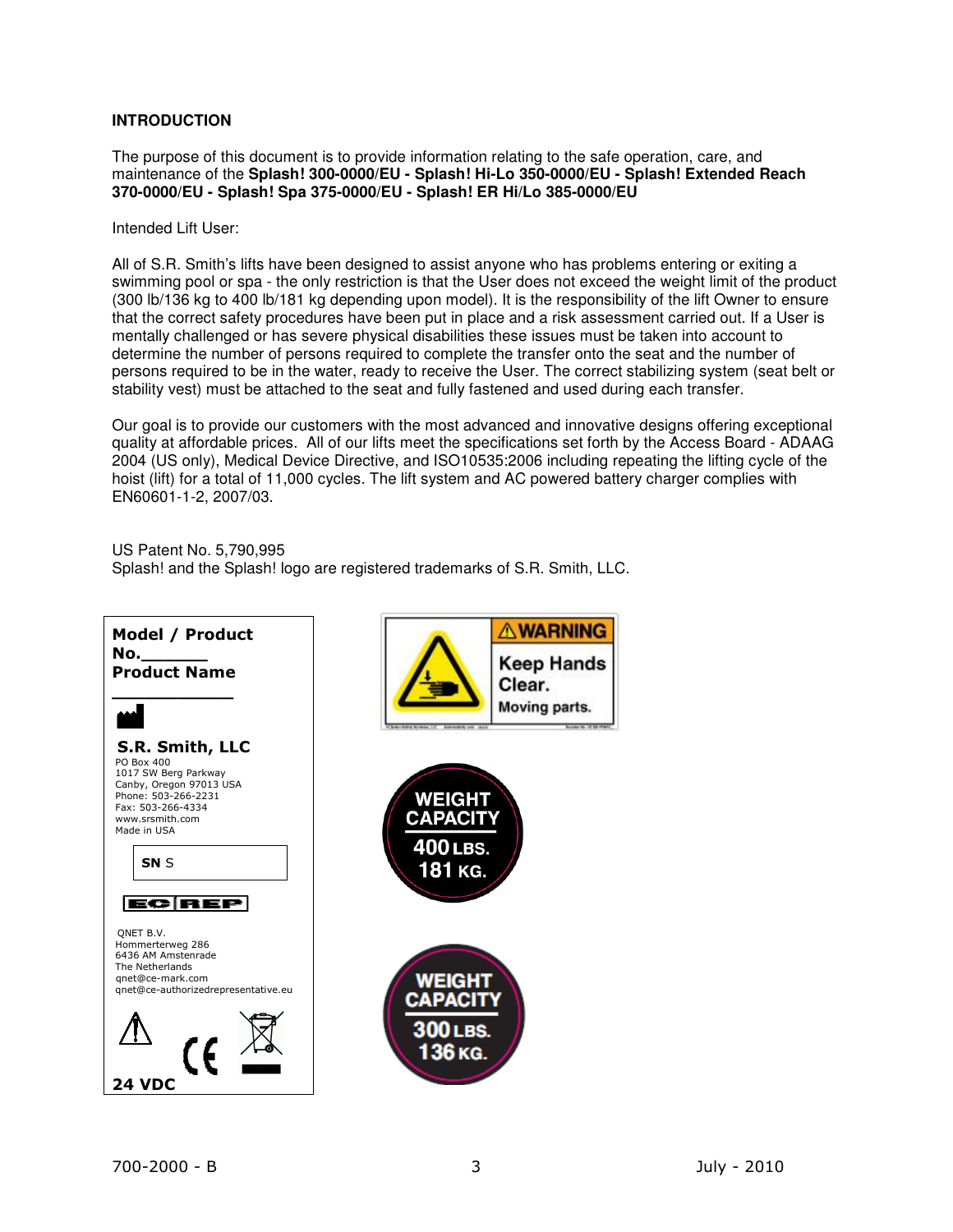## INTRODUCTION

The purpose of this document is to provide information relating to the safe operation, care, and maintenance of the **Splash! 300-0000/EU - Splash! Hi-Lo 350-0000/EU - Splash! Extended Reach 370-0000/EU - Splash! Spa 375-0000/EU - Splash! ER Hi/Lo 385-0000/EU**

Intended Lift User:

All of S.R. Smith's lifts have been designed to assist anyone who has problems entering or exiting a swimming pool or spa - the only restriction is that the User does not exceed the weight limit of the product (300 lb/136 kg to 400 lb/181 kg depending upon model). It is the responsibility of the lift Owner to ensure that the correct safety procedures have been put in place and a risk assessment carried out. If a User is mentally challenged or has severe physical disabilities these issues must be taken into account to determine the number of persons required to complete the transfer onto the seat and the number of persons required to be in the water, ready to receive the User. The correct stabilizing system (seat belt or stability vest) must be attached to the seat and fully fastened and used during each transfer.

Our goal is to provide our customers with the most advanced and innovative designs offering exceptional quality at affordable prices. All of our lifts meet the specifications set forth by the Access Board - ADAAG 2004 (US only), Medical Device Directive, and ISO10535:2006 including repeating the lifting cycle of the hoist (lift) for a total of 11,000 cycles. The lift system and AC powered battery charger complies with EN60601-1-2, 2007/03.

US Patent No. 5,790,995
Splash! and the Splash! logo are registered trademarks of S.R. Smith, LLC.

**Model / Product No.\_\_\_\_\_\_\_**
**Product Name**
**\_\_\_\_\_\_\_\_\_\_\_\_**

**S.R. Smith, LLC**
PO Box 400
1017 SW Berg Parkway
Canby, Oregon 97013 USA
Phone: 503-266-2231
Fax: 503-266-4334
www.srsmith.com
Made in USA

**SN** S

EC REP

QNET B.V.
Hommerterweg 286
6436 AM Amstenrade
The Netherlands
qnet@ce-mark.com
qnet@ce-authorizedrepresentative.eu

CE

**24 VDC**

⚠ **WARNING**
**Keep Hands Clear.**
**Moving parts.**

**WEIGHT CAPACITY**
**400 LBS.**
**181 KG.**

**WEIGHT CAPACITY**
**300 LBS.**
**136 KG.**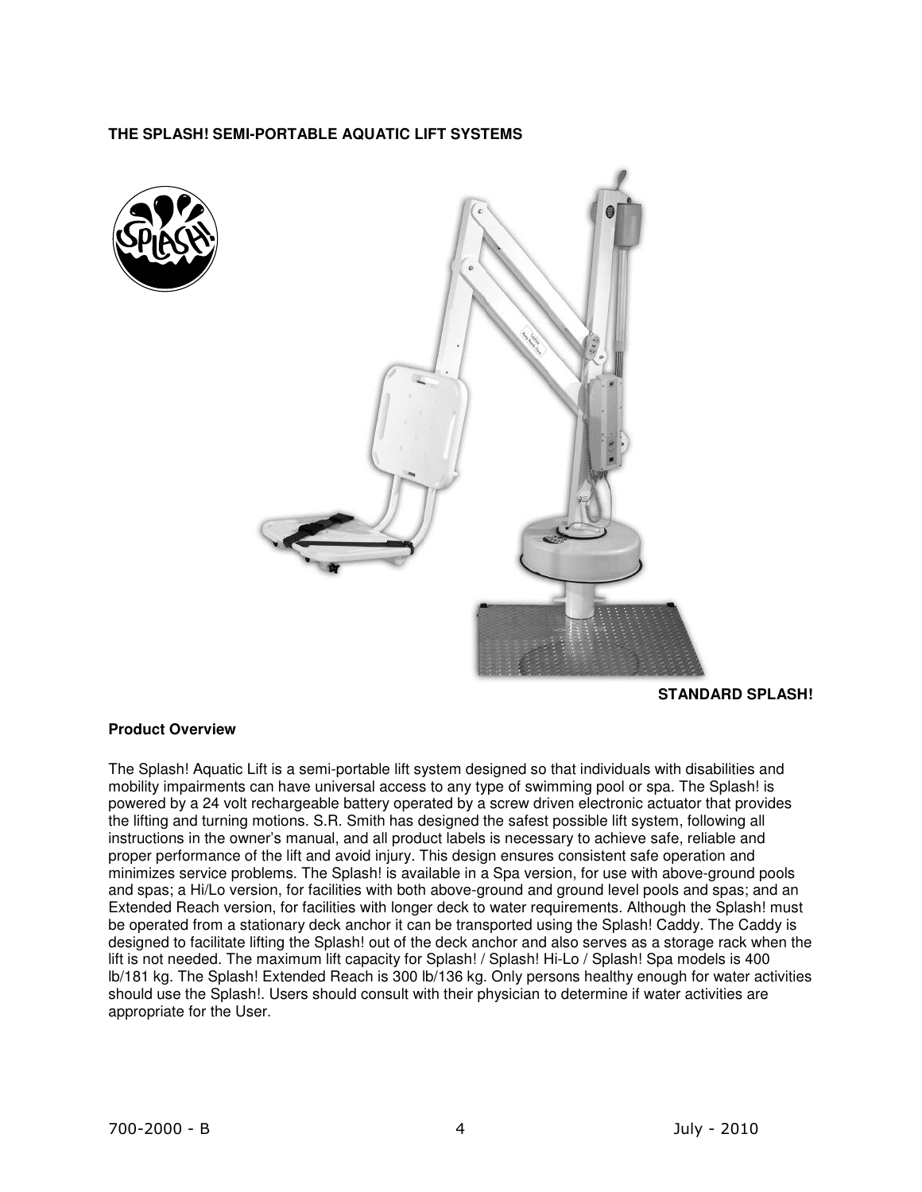**THE SPLASH! SEMI-PORTABLE AQUATIC LIFT SYSTEMS**

**STANDARD SPLASH!**

**Product Overview**

The Splash! Aquatic Lift is a semi-portable lift system designed so that individuals with disabilities and mobility impairments can have universal access to any type of swimming pool or spa. The Splash! is powered by a 24 volt rechargeable battery operated by a screw driven electronic actuator that provides the lifting and turning motions. S.R. Smith has designed the safest possible lift system, following all instructions in the owner's manual, and all product labels is necessary to achieve safe, reliable and proper performance of the lift and avoid injury. This design ensures consistent safe operation and minimizes service problems. The Splash! is available in a Spa version, for use with above-ground pools and spas; a Hi/Lo version, for facilities with both above-ground and ground level pools and spas; and an Extended Reach version, for facilities with longer deck to water requirements. Although the Splash! must be operated from a stationary deck anchor it can be transported using the Splash! Caddy. The Caddy is designed to facilitate lifting the Splash! out of the deck anchor and also serves as a storage rack when the lift is not needed. The maximum lift capacity for Splash! / Splash! Hi-Lo / Splash! Spa models is 400 lb/181 kg. The Splash! Extended Reach is 300 lb/136 kg. Only persons healthy enough for water activities should use the Splash!. Users should consult with their physician to determine if water activities are appropriate for the User.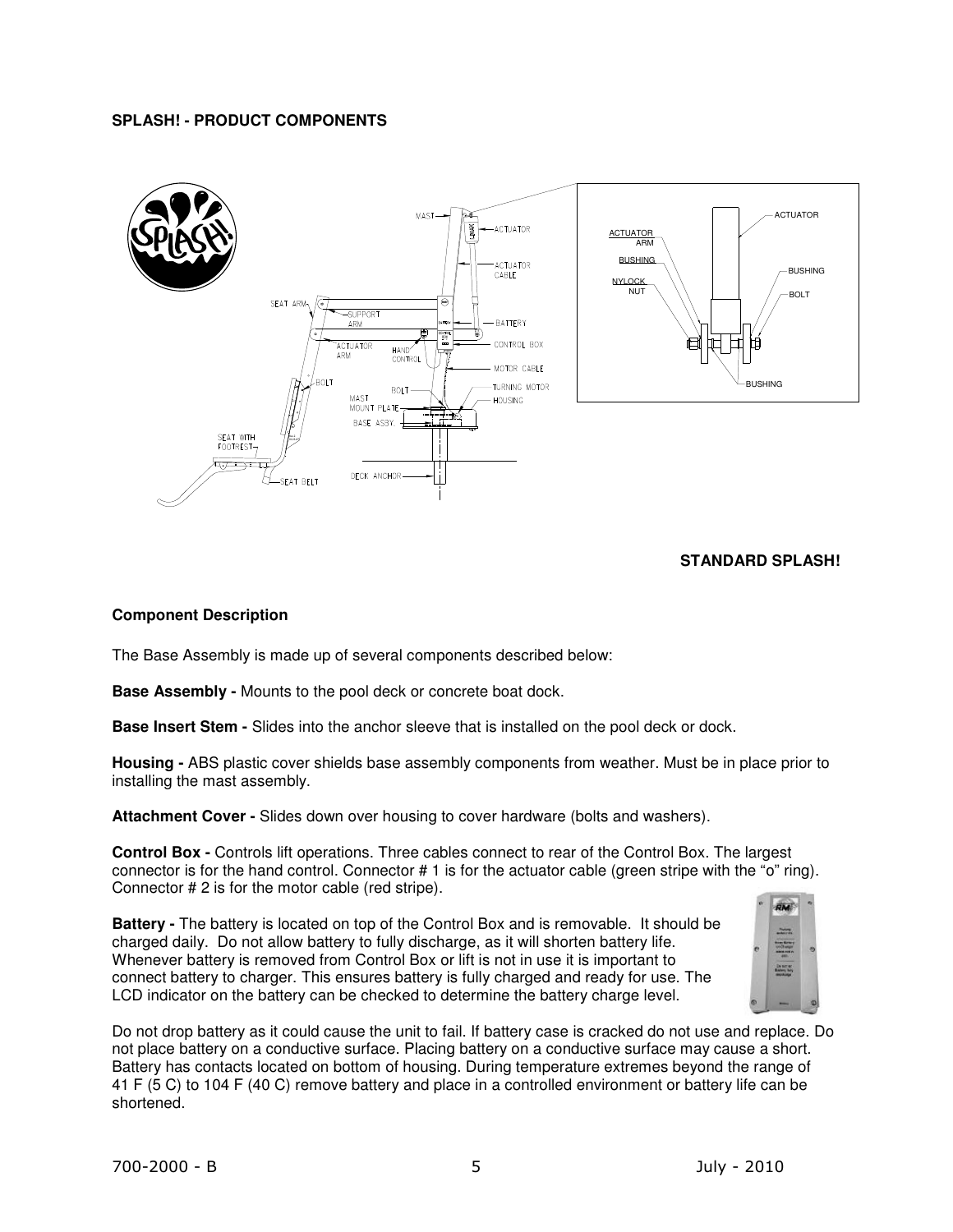**SPLASH! - PRODUCT COMPONENTS**

**STANDARD SPLASH!**

**Component Description**

The Base Assembly is made up of several components described below:

**Base Assembly -** Mounts to the pool deck or concrete boat dock.

**Base Insert Stem -** Slides into the anchor sleeve that is installed on the pool deck or dock.

**Housing -** ABS plastic cover shields base assembly components from weather. Must be in place prior to installing the mast assembly.

**Attachment Cover -** Slides down over housing to cover hardware (bolts and washers).

**Control Box -** Controls lift operations. Three cables connect to rear of the Control Box. The largest connector is for the hand control. Connector # 1 is for the actuator cable (green stripe with the "o" ring). Connector # 2 is for the motor cable (red stripe).

**Battery -** The battery is located on top of the Control Box and is removable. It should be charged daily. Do not allow battery to fully discharge, as it will shorten battery life. Whenever battery is removed from Control Box or lift is not in use it is important to connect battery to charger. This ensures battery is fully charged and ready for use. The LCD indicator on the battery can be checked to determine the battery charge level.

Do not drop battery as it could cause the unit to fail. If battery case is cracked do not use and replace. Do not place battery on a conductive surface. Placing battery on a conductive surface may cause a short. Battery has contacts located on bottom of housing. During temperature extremes beyond the range of 41 F (5 C) to 104 F (40 C) remove battery and place in a controlled environment or battery life can be shortened.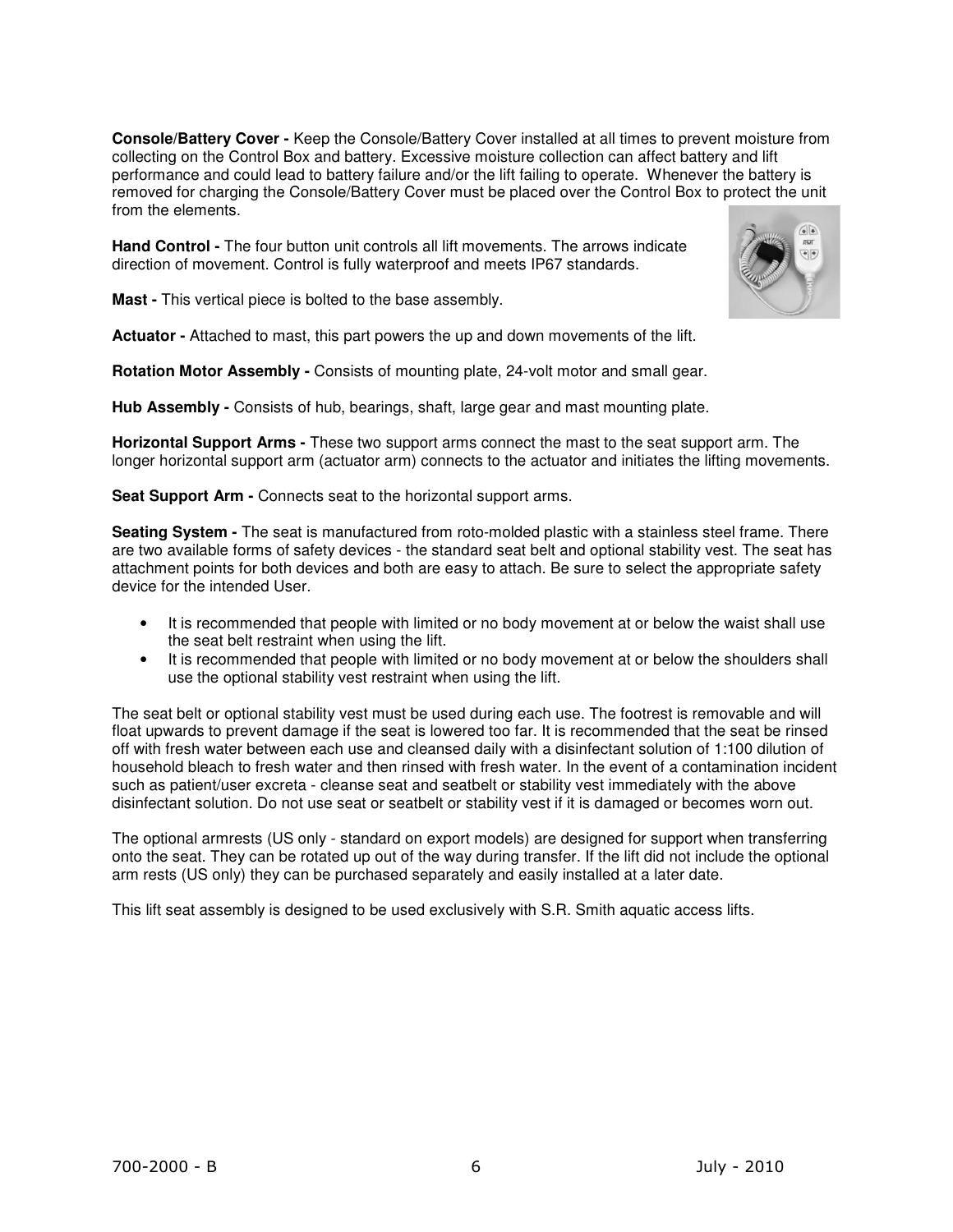**Console/Battery Cover -** Keep the Console/Battery Cover installed at all times to prevent moisture from collecting on the Control Box and battery. Excessive moisture collection can affect battery and lift performance and could lead to battery failure and/or the lift failing to operate. Whenever the battery is removed for charging the Console/Battery Cover must be placed over the Control Box to protect the unit from the elements.

**Hand Control -** The four button unit controls all lift movements. The arrows indicate direction of movement. Control is fully waterproof and meets IP67 standards.

**Mast -** This vertical piece is bolted to the base assembly.

**Actuator -** Attached to mast, this part powers the up and down movements of the lift.

**Rotation Motor Assembly -** Consists of mounting plate, 24-volt motor and small gear.

**Hub Assembly -** Consists of hub, bearings, shaft, large gear and mast mounting plate.

**Horizontal Support Arms -** These two support arms connect the mast to the seat support arm. The longer horizontal support arm (actuator arm) connects to the actuator and initiates the lifting movements.

**Seat Support Arm -** Connects seat to the horizontal support arms.

**Seating System -** The seat is manufactured from roto-molded plastic with a stainless steel frame. There are two available forms of safety devices - the standard seat belt and optional stability vest. The seat has attachment points for both devices and both are easy to attach. Be sure to select the appropriate safety device for the intended User.

- It is recommended that people with limited or no body movement at or below the waist shall use the seat belt restraint when using the lift.
- It is recommended that people with limited or no body movement at or below the shoulders shall use the optional stability vest restraint when using the lift.

The seat belt or optional stability vest must be used during each use. The footrest is removable and will float upwards to prevent damage if the seat is lowered too far. It is recommended that the seat be rinsed off with fresh water between each use and cleansed daily with a disinfectant solution of 1:100 dilution of household bleach to fresh water and then rinsed with fresh water. In the event of a contamination incident such as patient/user excreta - cleanse seat and seatbelt or stability vest immediately with the above disinfectant solution. Do not use seat or seatbelt or stability vest if it is damaged or becomes worn out.

The optional armrests (US only - standard on export models) are designed for support when transferring onto the seat. They can be rotated up out of the way during transfer. If the lift did not include the optional arm rests (US only) they can be purchased separately and easily installed at a later date.

This lift seat assembly is designed to be used exclusively with S.R. Smith aquatic access lifts.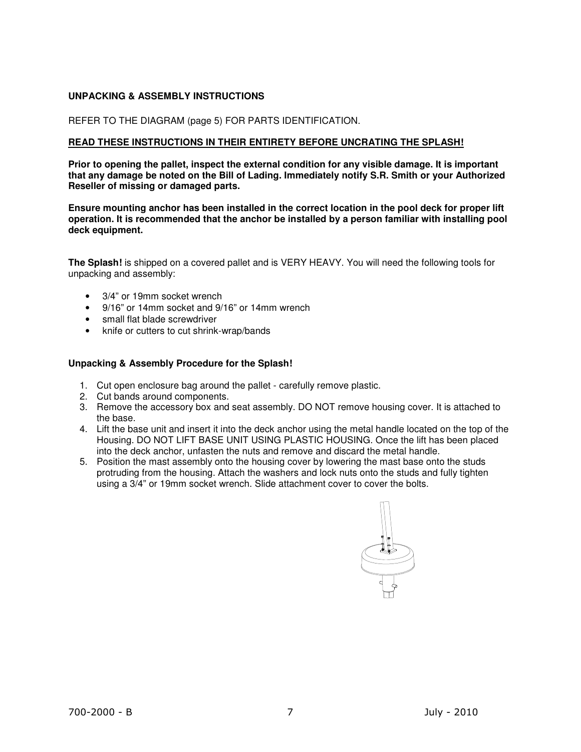**UNPACKING & ASSEMBLY INSTRUCTIONS**

REFER TO THE DIAGRAM (page 5) FOR PARTS IDENTIFICATION.

**READ THESE INSTRUCTIONS IN THEIR ENTIRETY BEFORE UNCRATING THE SPLASH!**

**Prior to opening the pallet, inspect the external condition for any visible damage. It is important that any damage be noted on the Bill of Lading. Immediately notify S.R. Smith or your Authorized Reseller of missing or damaged parts.**

**Ensure mounting anchor has been installed in the correct location in the pool deck for proper lift operation. It is recommended that the anchor be installed by a person familiar with installing pool deck equipment.**

**The Splash!** is shipped on a covered pallet and is VERY HEAVY. You will need the following tools for unpacking and assembly:

- 3/4" or 19mm socket wrench
- 9/16" or 14mm socket and 9/16" or 14mm wrench
- small flat blade screwdriver
- knife or cutters to cut shrink-wrap/bands

**Unpacking & Assembly Procedure for the Splash!**

1. Cut open enclosure bag around the pallet - carefully remove plastic.
2. Cut bands around components.
3. Remove the accessory box and seat assembly. DO NOT remove housing cover. It is attached to the base.
4. Lift the base unit and insert it into the deck anchor using the metal handle located on the top of the Housing. DO NOT LIFT BASE UNIT USING PLASTIC HOUSING. Once the lift has been placed into the deck anchor, unfasten the nuts and remove and discard the metal handle.
5. Position the mast assembly onto the housing cover by lowering the mast base onto the studs protruding from the housing. Attach the washers and lock nuts onto the studs and fully tighten using a 3/4" or 19mm socket wrench. Slide attachment cover to cover the bolts.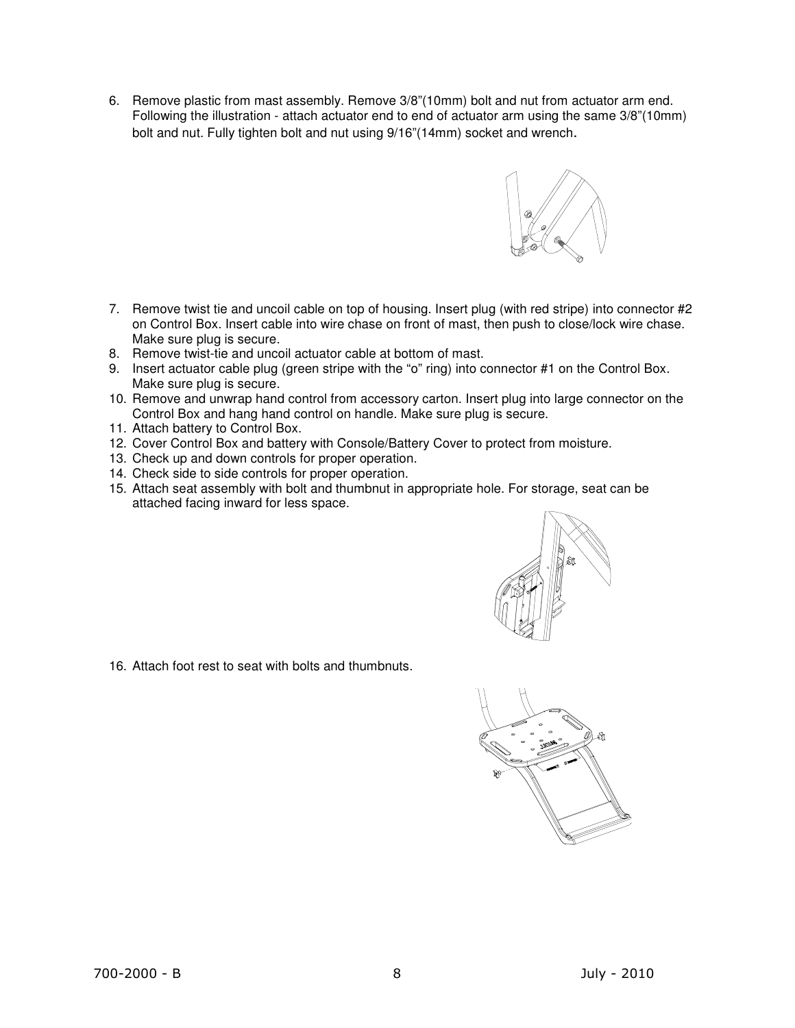6. Remove plastic from mast assembly. Remove 3/8"(10mm) bolt and nut from actuator arm end. Following the illustration - attach actuator end to end of actuator arm using the same 3/8"(10mm) bolt and nut. Fully tighten bolt and nut using 9/16"(14mm) socket and wrench.

7. Remove twist tie and uncoil cable on top of housing. Insert plug (with red stripe) into connector #2 on Control Box. Insert cable into wire chase on front of mast, then push to close/lock wire chase. Make sure plug is secure.
8. Remove twist-tie and uncoil actuator cable at bottom of mast.
9. Insert actuator cable plug (green stripe with the "o" ring) into connector #1 on the Control Box. Make sure plug is secure.
10. Remove and unwrap hand control from accessory carton. Insert plug into large connector on the Control Box and hang hand control on handle. Make sure plug is secure.
11. Attach battery to Control Box.
12. Cover Control Box and battery with Console/Battery Cover to protect from moisture.
13. Check up and down controls for proper operation.
14. Check side to side controls for proper operation.
15. Attach seat assembly with bolt and thumbnut in appropriate hole. For storage, seat can be attached facing inward for less space.

16. Attach foot rest to seat with bolts and thumbnuts.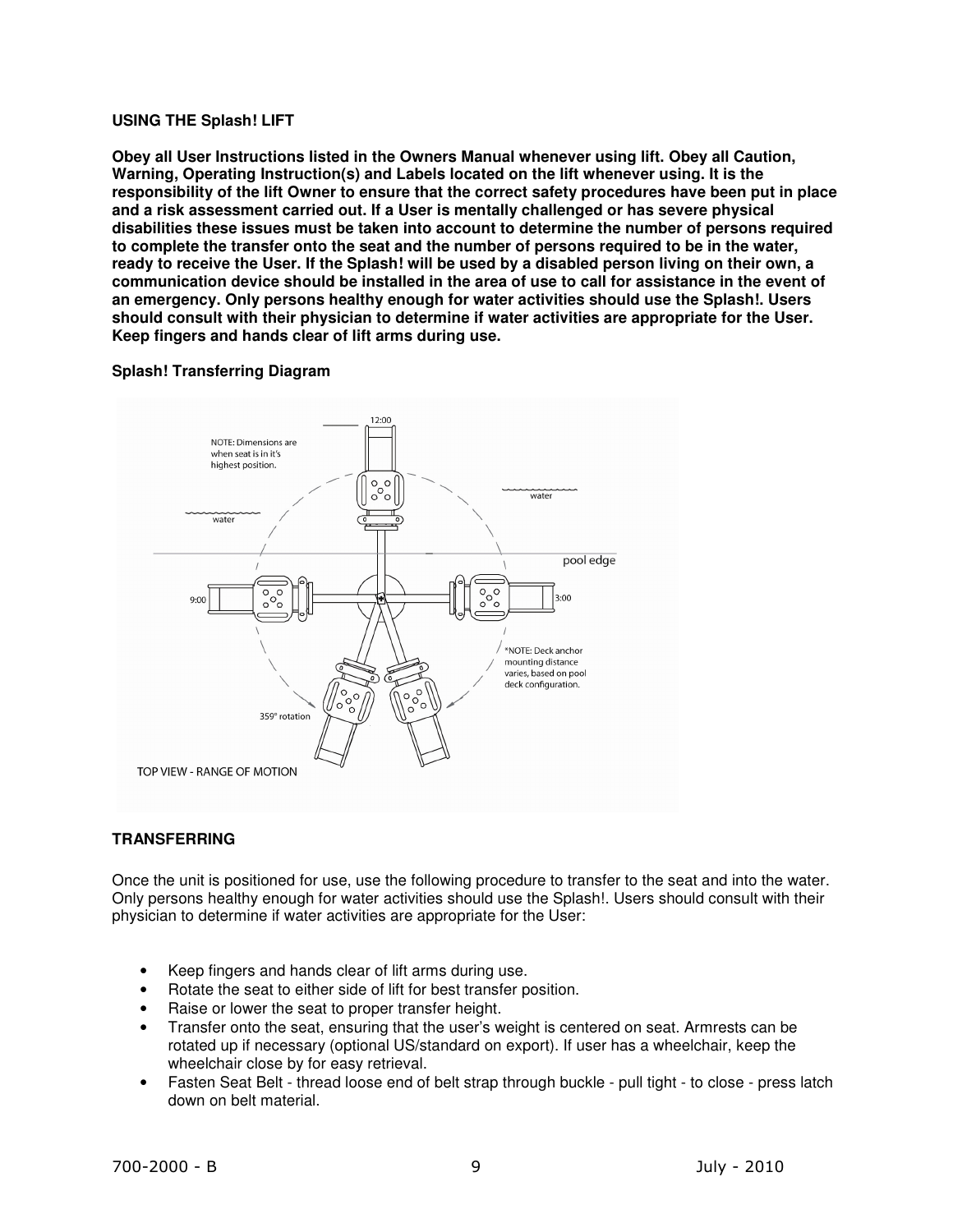**USING THE Splash! LIFT**

**Obey all User Instructions listed in the Owners Manual whenever using lift. Obey all Caution, Warning, Operating Instruction(s) and Labels located on the lift whenever using. It is the responsibility of the lift Owner to ensure that the correct safety procedures have been put in place and a risk assessment carried out. If a User is mentally challenged or has severe physical disabilities these issues must be taken into account to determine the number of persons required to complete the transfer onto the seat and the number of persons required to be in the water, ready to receive the User. If the Splash! will be used by a disabled person living on their own, a communication device should be installed in the area of use to call for assistance in the event of an emergency. Only persons healthy enough for water activities should use the Splash!. Users should consult with their physician to determine if water activities are appropriate for the User. Keep fingers and hands clear of lift arms during use.**

**Splash! Transferring Diagram**

12:00

NOTE: Dimensions are when seat is in it's highest position.

water

water

pool edge

9:00

3:00

*NOTE: Deck anchor mounting distance varies, based on pool deck configuration.

359° rotation

TOP VIEW - RANGE OF MOTION

**TRANSFERRING**

Once the unit is positioned for use, use the following procedure to transfer to the seat and into the water. Only persons healthy enough for water activities should use the Splash!. Users should consult with their physician to determine if water activities are appropriate for the User:

- Keep fingers and hands clear of lift arms during use.
- Rotate the seat to either side of lift for best transfer position.
- Raise or lower the seat to proper transfer height.
- Transfer onto the seat, ensuring that the user's weight is centered on seat. Armrests can be rotated up if necessary (optional US/standard on export). If user has a wheelchair, keep the wheelchair close by for easy retrieval.
- Fasten Seat Belt - thread loose end of belt strap through buckle - pull tight - to close - press latch down on belt material.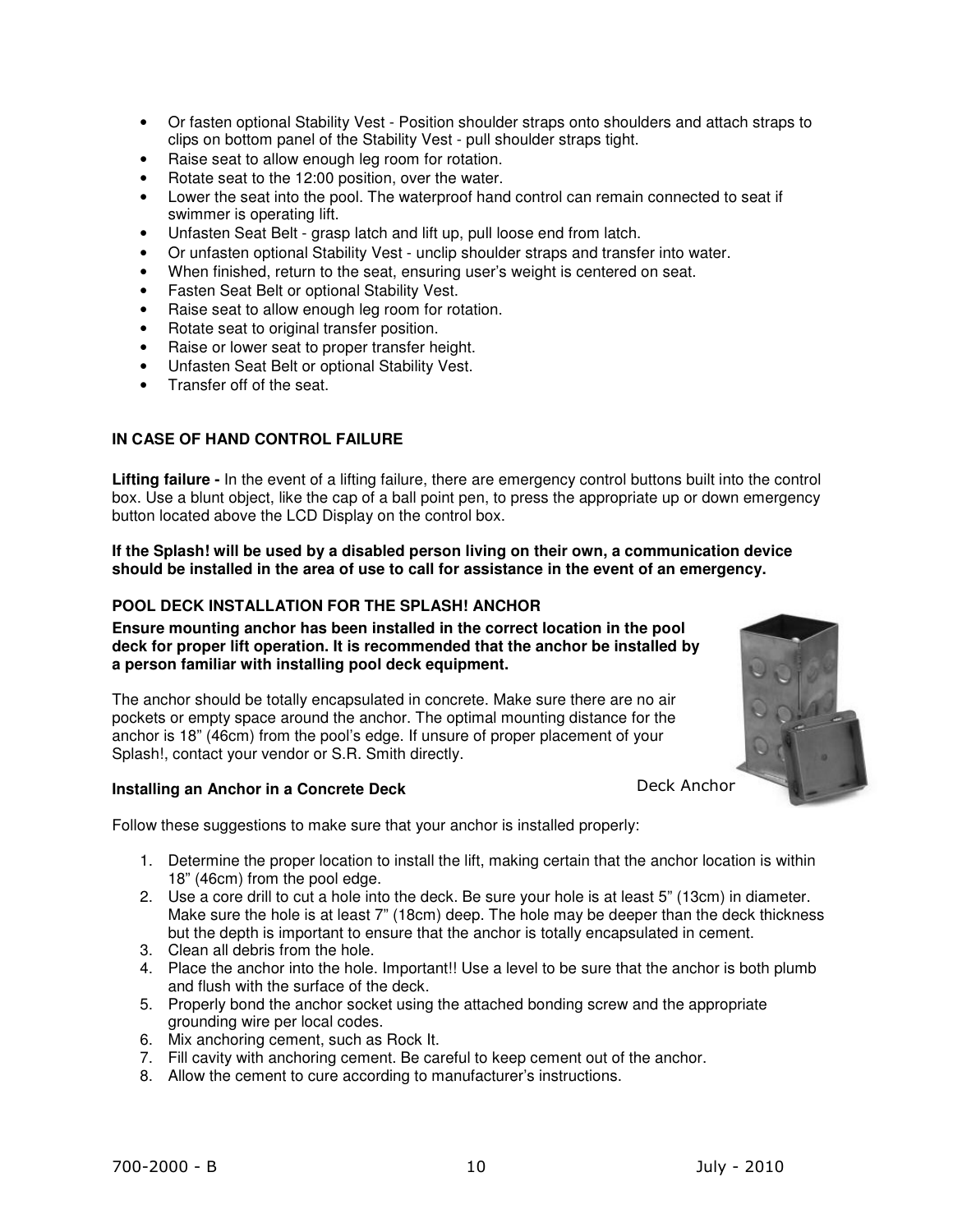- Or fasten optional Stability Vest - Position shoulder straps onto shoulders and attach straps to clips on bottom panel of the Stability Vest - pull shoulder straps tight.
- Raise seat to allow enough leg room for rotation.
- Rotate seat to the 12:00 position, over the water.
- Lower the seat into the pool. The waterproof hand control can remain connected to seat if swimmer is operating lift.
- Unfasten Seat Belt - grasp latch and lift up, pull loose end from latch.
- Or unfasten optional Stability Vest - unclip shoulder straps and transfer into water.
- When finished, return to the seat, ensuring user's weight is centered on seat.
- Fasten Seat Belt or optional Stability Vest.
- Raise seat to allow enough leg room for rotation.
- Rotate seat to original transfer position.
- Raise or lower seat to proper transfer height.
- Unfasten Seat Belt or optional Stability Vest.
- Transfer off of the seat.

**IN CASE OF HAND CONTROL FAILURE**

**Lifting failure -** In the event of a lifting failure, there are emergency control buttons built into the control box. Use a blunt object, like the cap of a ball point pen, to press the appropriate up or down emergency button located above the LCD Display on the control box.

**If the Splash! will be used by a disabled person living on their own, a communication device should be installed in the area of use to call for assistance in the event of an emergency.**

**POOL DECK INSTALLATION FOR THE SPLASH! ANCHOR**

**Ensure mounting anchor has been installed in the correct location in the pool deck for proper lift operation. It is recommended that the anchor be installed by a person familiar with installing pool deck equipment.**

The anchor should be totally encapsulated in concrete. Make sure there are no air pockets or empty space around the anchor. The optimal mounting distance for the anchor is 18" (46cm) from the pool's edge. If unsure of proper placement of your Splash!, contact your vendor or S.R. Smith directly.

Deck Anchor

**Installing an Anchor in a Concrete Deck**

Follow these suggestions to make sure that your anchor is installed properly:

1. Determine the proper location to install the lift, making certain that the anchor location is within 18" (46cm) from the pool edge.
2. Use a core drill to cut a hole into the deck. Be sure your hole is at least 5" (13cm) in diameter. Make sure the hole is at least 7" (18cm) deep. The hole may be deeper than the deck thickness but the depth is important to ensure that the anchor is totally encapsulated in cement.
3. Clean all debris from the hole.
4. Place the anchor into the hole. Important!! Use a level to be sure that the anchor is both plumb and flush with the surface of the deck.
5. Properly bond the anchor socket using the attached bonding screw and the appropriate grounding wire per local codes.
6. Mix anchoring cement, such as Rock It.
7. Fill cavity with anchoring cement. Be careful to keep cement out of the anchor.
8. Allow the cement to cure according to manufacturer's instructions.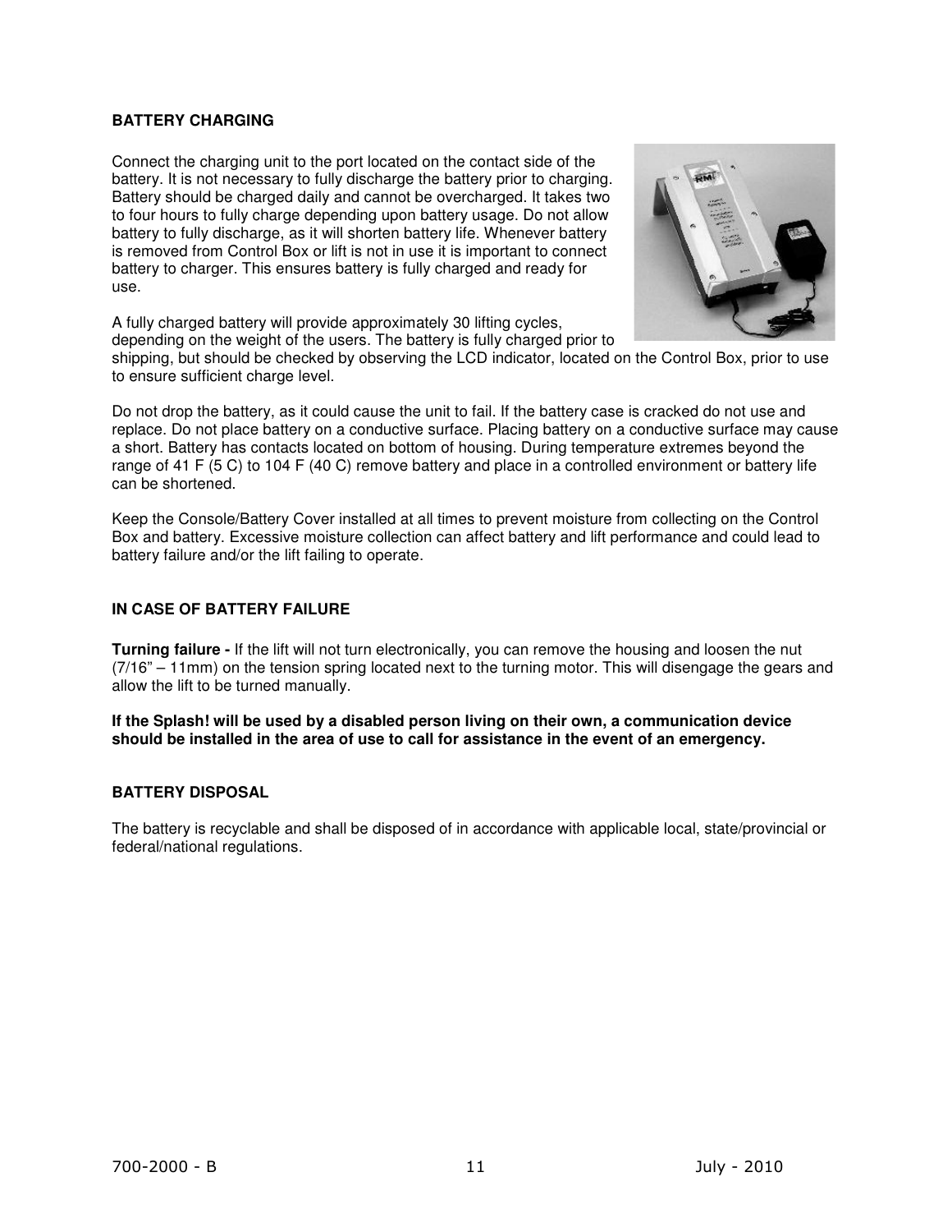**BATTERY CHARGING**

Connect the charging unit to the port located on the contact side of the battery. It is not necessary to fully discharge the battery prior to charging. Battery should be charged daily and cannot be overcharged. It takes two to four hours to fully charge depending upon battery usage. Do not allow battery to fully discharge, as it will shorten battery life. Whenever battery is removed from Control Box or lift is not in use it is important to connect battery to charger. This ensures battery is fully charged and ready for use.

A fully charged battery will provide approximately 30 lifting cycles, depending on the weight of the users. The battery is fully charged prior to shipping, but should be checked by observing the LCD indicator, located on the Control Box, prior to use to ensure sufficient charge level.

Do not drop the battery, as it could cause the unit to fail. If the battery case is cracked do not use and replace. Do not place battery on a conductive surface. Placing battery on a conductive surface may cause a short. Battery has contacts located on bottom of housing. During temperature extremes beyond the range of 41 F (5 C) to 104 F (40 C) remove battery and place in a controlled environment or battery life can be shortened.

Keep the Console/Battery Cover installed at all times to prevent moisture from collecting on the Control Box and battery. Excessive moisture collection can affect battery and lift performance and could lead to battery failure and/or the lift failing to operate.

**IN CASE OF BATTERY FAILURE**

**Turning failure -** If the lift will not turn electronically, you can remove the housing and loosen the nut (7/16" – 11mm) on the tension spring located next to the turning motor. This will disengage the gears and allow the lift to be turned manually.

**If the Splash! will be used by a disabled person living on their own, a communication device should be installed in the area of use to call for assistance in the event of an emergency.**

**BATTERY DISPOSAL**

The battery is recyclable and shall be disposed of in accordance with applicable local, state/provincial or federal/national regulations.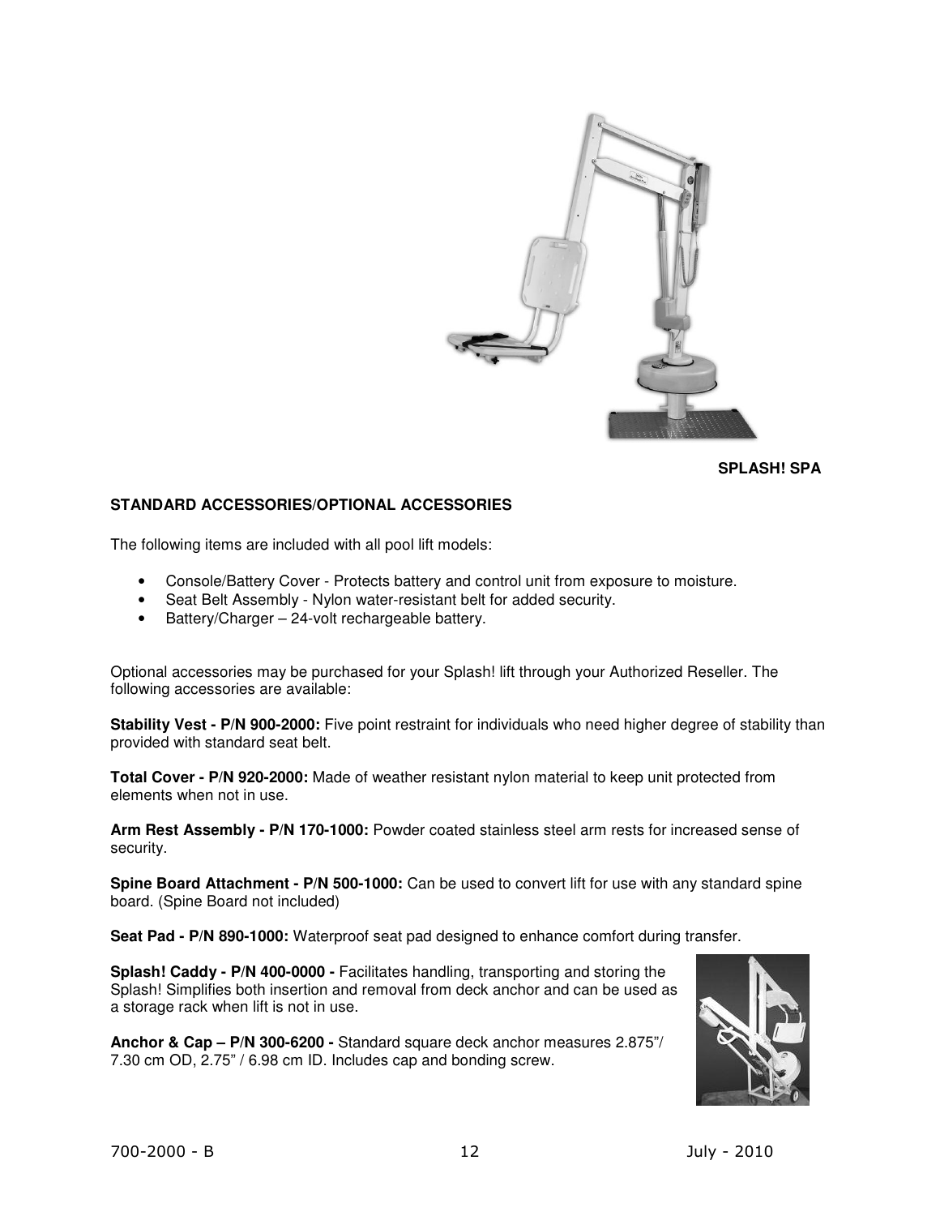SPLASH! SPA

**STANDARD ACCESSORIES/OPTIONAL ACCESSORIES**

The following items are included with all pool lift models:

- Console/Battery Cover - Protects battery and control unit from exposure to moisture.
- Seat Belt Assembly - Nylon water-resistant belt for added security.
- Battery/Charger – 24-volt rechargeable battery.

Optional accessories may be purchased for your Splash! lift through your Authorized Reseller. The following accessories are available:

**Stability Vest - P/N 900-2000:** Five point restraint for individuals who need higher degree of stability than provided with standard seat belt.

**Total Cover - P/N 920-2000:** Made of weather resistant nylon material to keep unit protected from elements when not in use.

**Arm Rest Assembly - P/N 170-1000:** Powder coated stainless steel arm rests for increased sense of security.

**Spine Board Attachment - P/N 500-1000:** Can be used to convert lift for use with any standard spine board. (Spine Board not included)

**Seat Pad - P/N 890-1000:** Waterproof seat pad designed to enhance comfort during transfer.

**Splash! Caddy - P/N 400-0000 -** Facilitates handling, transporting and storing the Splash! Simplifies both insertion and removal from deck anchor and can be used as a storage rack when lift is not in use.

**Anchor & Cap – P/N 300-6200 -** Standard square deck anchor measures 2.875”/ 7.30 cm OD, 2.75” / 6.98 cm ID. Includes cap and bonding screw.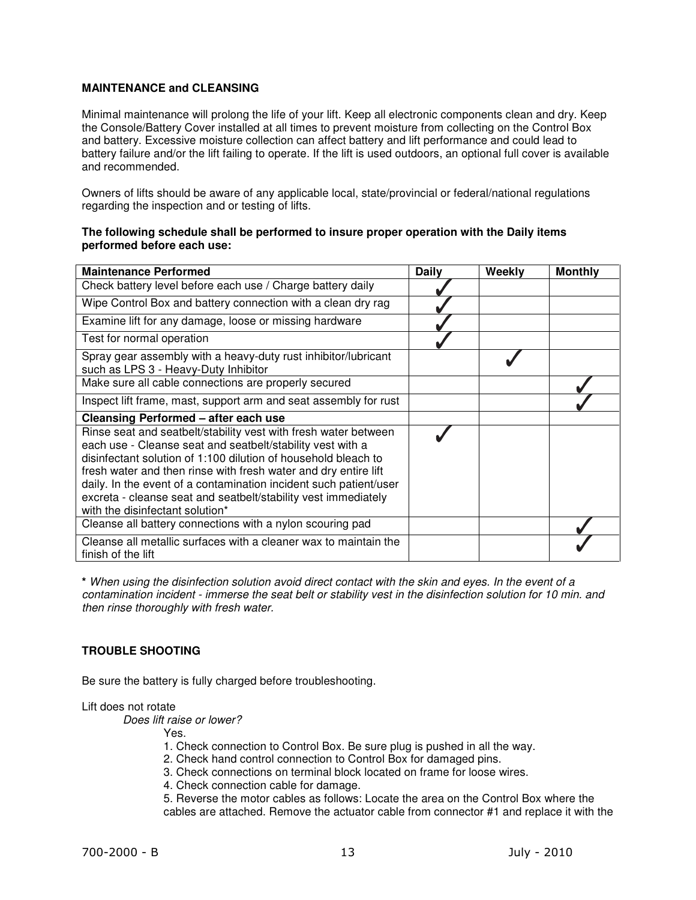**MAINTENANCE and CLEANSING**

Minimal maintenance will prolong the life of your lift. Keep all electronic components clean and dry. Keep the Console/Battery Cover installed at all times to prevent moisture from collecting on the Control Box and battery. Excessive moisture collection can affect battery and lift performance and could lead to battery failure and/or the lift failing to operate. If the lift is used outdoors, an optional full cover is available and recommended.

Owners of lifts should be aware of any applicable local, state/provincial or federal/national regulations regarding the inspection and or testing of lifts.

**The following schedule shall be performed to insure proper operation with the Daily items performed before each use:**

| **Maintenance Performed** | **Daily** | **Weekly** | **Monthly** |
|---|---|---|---|
| Check battery level before each use / Charge battery daily | ✓ | | |
| Wipe Control Box and battery connection with a clean dry rag | ✓ | | |
| Examine lift for any damage, loose or missing hardware | ✓ | | |
| Test for normal operation | ✓ | | |
| Spray gear assembly with a heavy-duty rust inhibitor/lubricant such as LPS 3 - Heavy-Duty Inhibitor | | ✓ | |
| Make sure all cable connections are properly secured | | | ✓ |
| Inspect lift frame, mast, support arm and seat assembly for rust | | | ✓ |
| **Cleansing Performed – after each use** | | | |
| Rinse seat and seatbelt/stability vest with fresh water between each use - Cleanse seat and seatbelt/stability vest with a disinfectant solution of 1:100 dilution of household bleach to fresh water and then rinse with fresh water and dry entire lift daily. In the event of a contamination incident such patient/user excreta - cleanse seat and seatbelt/stability vest immediately with the disinfectant solution* | ✓ | | |
| Cleanse all battery connections with a nylon scouring pad | | | ✓ |
| Cleanse all metallic surfaces with a cleaner wax to maintain the finish of the lift | | | ✓ |

**\*** *When using the disinfection solution avoid direct contact with the skin and eyes. In the event of a contamination incident - immerse the seat belt or stability vest in the disinfection solution for 10 min. and then rinse thoroughly with fresh water.*

**TROUBLE SHOOTING**

Be sure the battery is fully charged before troubleshooting.

Lift does not rotate

*Does lift raise or lower?*

Yes.

1. Check connection to Control Box. Be sure plug is pushed in all the way.
2. Check hand control connection to Control Box for damaged pins.
3. Check connections on terminal block located on frame for loose wires.
4. Check connection cable for damage.
5. Reverse the motor cables as follows: Locate the area on the Control Box where the cables are attached. Remove the actuator cable from connector #1 and replace it with the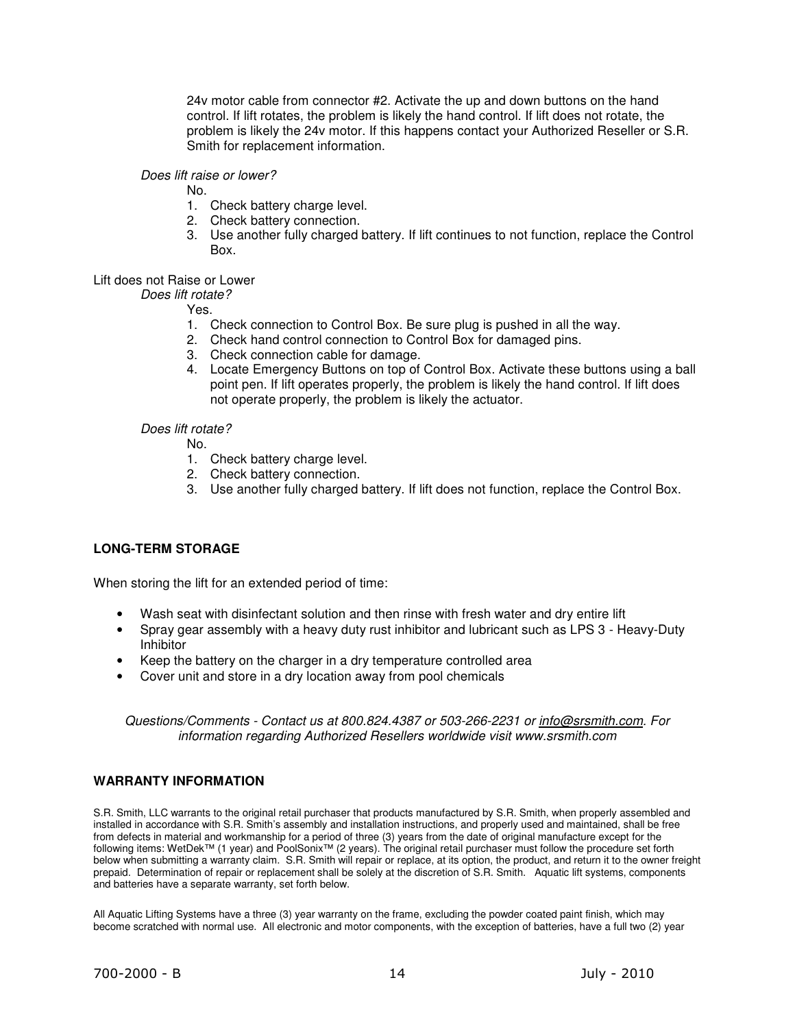24v motor cable from connector #2. Activate the up and down buttons on the hand control. If lift rotates, the problem is likely the hand control. If lift does not rotate, the problem is likely the 24v motor. If this happens contact your Authorized Reseller or S.R. Smith for replacement information.

*Does lift raise or lower?*

No.

1. Check battery charge level.
2. Check battery connection.
3. Use another fully charged battery. If lift continues to not function, replace the Control Box.

Lift does not Raise or Lower

*Does lift rotate?*

Yes.

1. Check connection to Control Box. Be sure plug is pushed in all the way.
2. Check hand control connection to Control Box for damaged pins.
3. Check connection cable for damage.
4. Locate Emergency Buttons on top of Control Box. Activate these buttons using a ball point pen. If lift operates properly, the problem is likely the hand control. If lift does not operate properly, the problem is likely the actuator.

*Does lift rotate?*

No.

1. Check battery charge level.
2. Check battery connection.
3. Use another fully charged battery. If lift does not function, replace the Control Box.

**LONG-TERM STORAGE**

When storing the lift for an extended period of time:

- Wash seat with disinfectant solution and then rinse with fresh water and dry entire lift
- Spray gear assembly with a heavy duty rust inhibitor and lubricant such as LPS 3 - Heavy-Duty Inhibitor
- Keep the battery on the charger in a dry temperature controlled area
- Cover unit and store in a dry location away from pool chemicals

*Questions/Comments - Contact us at 800.824.4387 or 503-266-2231 or info@srsmith.com. For information regarding Authorized Resellers worldwide visit www.srsmith.com*

**WARRANTY INFORMATION**

S.R. Smith, LLC warrants to the original retail purchaser that products manufactured by S.R. Smith, when properly assembled and installed in accordance with S.R. Smith's assembly and installation instructions, and properly used and maintained, shall be free from defects in material and workmanship for a period of three (3) years from the date of original manufacture except for the following items: WetDek™ (1 year) and PoolSonix™ (2 years). The original retail purchaser must follow the procedure set forth below when submitting a warranty claim. S.R. Smith will repair or replace, at its option, the product, and return it to the owner freight prepaid. Determination of repair or replacement shall be solely at the discretion of S.R. Smith. Aquatic lift systems, components and batteries have a separate warranty, set forth below.

All Aquatic Lifting Systems have a three (3) year warranty on the frame, excluding the powder coated paint finish, which may become scratched with normal use. All electronic and motor components, with the exception of batteries, have a full two (2) year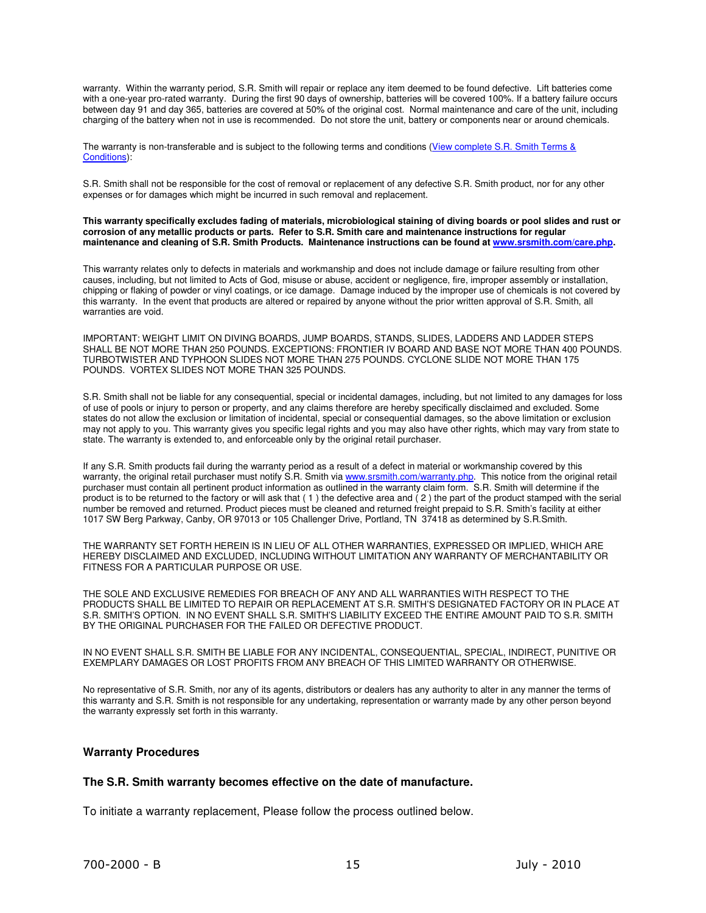warranty. Within the warranty period, S.R. Smith will repair or replace any item deemed to be found defective. Lift batteries come with a one-year pro-rated warranty. During the first 90 days of ownership, batteries will be covered 100%. If a battery failure occurs between day 91 and day 365, batteries are covered at 50% of the original cost. Normal maintenance and care of the unit, including charging of the battery when not in use is recommended. Do not store the unit, battery or components near or around chemicals.

The warranty is non-transferable and is subject to the following terms and conditions (View complete S.R. Smith Terms & Conditions):

S.R. Smith shall not be responsible for the cost of removal or replacement of any defective S.R. Smith product, nor for any other expenses or for damages which might be incurred in such removal and replacement.

**This warranty specifically excludes fading of materials, microbiological staining of diving boards or pool slides and rust or corrosion of any metallic products or parts. Refer to S.R. Smith care and maintenance instructions for regular maintenance and cleaning of S.R. Smith Products. Maintenance instructions can be found at www.srsmith.com/care.php.**

This warranty relates only to defects in materials and workmanship and does not include damage or failure resulting from other causes, including, but not limited to Acts of God, misuse or abuse, accident or negligence, fire, improper assembly or installation, chipping or flaking of powder or vinyl coatings, or ice damage. Damage induced by the improper use of chemicals is not covered by this warranty. In the event that products are altered or repaired by anyone without the prior written approval of S.R. Smith, all warranties are void.

IMPORTANT: WEIGHT LIMIT ON DIVING BOARDS, JUMP BOARDS, STANDS, SLIDES, LADDERS AND LADDER STEPS SHALL BE NOT MORE THAN 250 POUNDS. EXCEPTIONS: FRONTIER IV BOARD AND BASE NOT MORE THAN 400 POUNDS. TURBOTWISTER AND TYPHOON SLIDES NOT MORE THAN 275 POUNDS. CYCLONE SLIDE NOT MORE THAN 175 POUNDS. VORTEX SLIDES NOT MORE THAN 325 POUNDS.

S.R. Smith shall not be liable for any consequential, special or incidental damages, including, but not limited to any damages for loss of use of pools or injury to person or property, and any claims therefore are hereby specifically disclaimed and excluded. Some states do not allow the exclusion or limitation of incidental, special or consequential damages, so the above limitation or exclusion may not apply to you. This warranty gives you specific legal rights and you may also have other rights, which may vary from state to state. The warranty is extended to, and enforceable only by the original retail purchaser.

If any S.R. Smith products fail during the warranty period as a result of a defect in material or workmanship covered by this warranty, the original retail purchaser must notify S.R. Smith via www.srsmith.com/warranty.php. This notice from the original retail purchaser must contain all pertinent product information as outlined in the warranty claim form. S.R. Smith will determine if the product is to be returned to the factory or will ask that ( 1 ) the defective area and ( 2 ) the part of the product stamped with the serial number be removed and returned. Product pieces must be cleaned and returned freight prepaid to S.R. Smith's facility at either 1017 SW Berg Parkway, Canby, OR 97013 or 105 Challenger Drive, Portland, TN 37418 as determined by S.R.Smith.

THE WARRANTY SET FORTH HEREIN IS IN LIEU OF ALL OTHER WARRANTIES, EXPRESSED OR IMPLIED, WHICH ARE HEREBY DISCLAIMED AND EXCLUDED, INCLUDING WITHOUT LIMITATION ANY WARRANTY OF MERCHANTABILITY OR FITNESS FOR A PARTICULAR PURPOSE OR USE.

THE SOLE AND EXCLUSIVE REMEDIES FOR BREACH OF ANY AND ALL WARRANTIES WITH RESPECT TO THE PRODUCTS SHALL BE LIMITED TO REPAIR OR REPLACEMENT AT S.R. SMITH'S DESIGNATED FACTORY OR IN PLACE AT S.R. SMITH'S OPTION. IN NO EVENT SHALL S.R. SMITH'S LIABILITY EXCEED THE ENTIRE AMOUNT PAID TO S.R. SMITH BY THE ORIGINAL PURCHASER FOR THE FAILED OR DEFECTIVE PRODUCT.

IN NO EVENT SHALL S.R. SMITH BE LIABLE FOR ANY INCIDENTAL, CONSEQUENTIAL, SPECIAL, INDIRECT, PUNITIVE OR EXEMPLARY DAMAGES OR LOST PROFITS FROM ANY BREACH OF THIS LIMITED WARRANTY OR OTHERWISE.

No representative of S.R. Smith, nor any of its agents, distributors or dealers has any authority to alter in any manner the terms of this warranty and S.R. Smith is not responsible for any undertaking, representation or warranty made by any other person beyond the warranty expressly set forth in this warranty.

## Warranty Procedures

**The S.R. Smith warranty becomes effective on the date of manufacture.**

To initiate a warranty replacement, Please follow the process outlined below.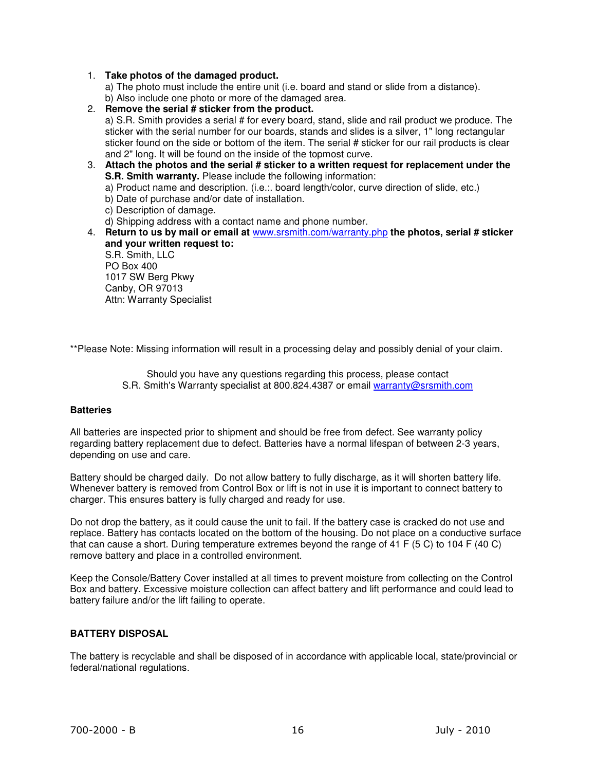1. **Take photos of the damaged product.**
   a) The photo must include the entire unit (i.e. board and stand or slide from a distance).
   b) Also include one photo or more of the damaged area.
2. **Remove the serial # sticker from the product.**
   a) S.R. Smith provides a serial # for every board, stand, slide and rail product we produce. The sticker with the serial number for our boards, stands and slides is a silver, 1" long rectangular sticker found on the side or bottom of the item. The serial # sticker for our rail products is clear and 2" long. It will be found on the inside of the topmost curve.
3. **Attach the photos and the serial # sticker to a written request for replacement under the S.R. Smith warranty.** Please include the following information:
   a) Product name and description. (i.e.:. board length/color, curve direction of slide, etc.)
   b) Date of purchase and/or date of installation.
   c) Description of damage.
   d) Shipping address with a contact name and phone number.
4. **Return to us by mail or email at** www.srsmith.com/warranty.php **the photos, serial # sticker and your written request to:**
   S.R. Smith, LLC
   PO Box 400
   1017 SW Berg Pkwy
   Canby, OR 97013
   Attn: Warranty Specialist

**Please Note: Missing information will result in a processing delay and possibly denial of your claim.

Should you have any questions regarding this process, please contact
S.R. Smith's Warranty specialist at 800.824.4387 or email warranty@srsmith.com

**Batteries**

All batteries are inspected prior to shipment and should be free from defect. See warranty policy regarding battery replacement due to defect. Batteries have a normal lifespan of between 2-3 years, depending on use and care.

Battery should be charged daily. Do not allow battery to fully discharge, as it will shorten battery life. Whenever battery is removed from Control Box or lift is not in use it is important to connect battery to charger. This ensures battery is fully charged and ready for use.

Do not drop the battery, as it could cause the unit to fail. If the battery case is cracked do not use and replace. Battery has contacts located on the bottom of the housing. Do not place on a conductive surface that can cause a short. During temperature extremes beyond the range of 41 F (5 C) to 104 F (40 C) remove battery and place in a controlled environment.

Keep the Console/Battery Cover installed at all times to prevent moisture from collecting on the Control Box and battery. Excessive moisture collection can affect battery and lift performance and could lead to battery failure and/or the lift failing to operate.

**BATTERY DISPOSAL**

The battery is recyclable and shall be disposed of in accordance with applicable local, state/provincial or federal/national regulations.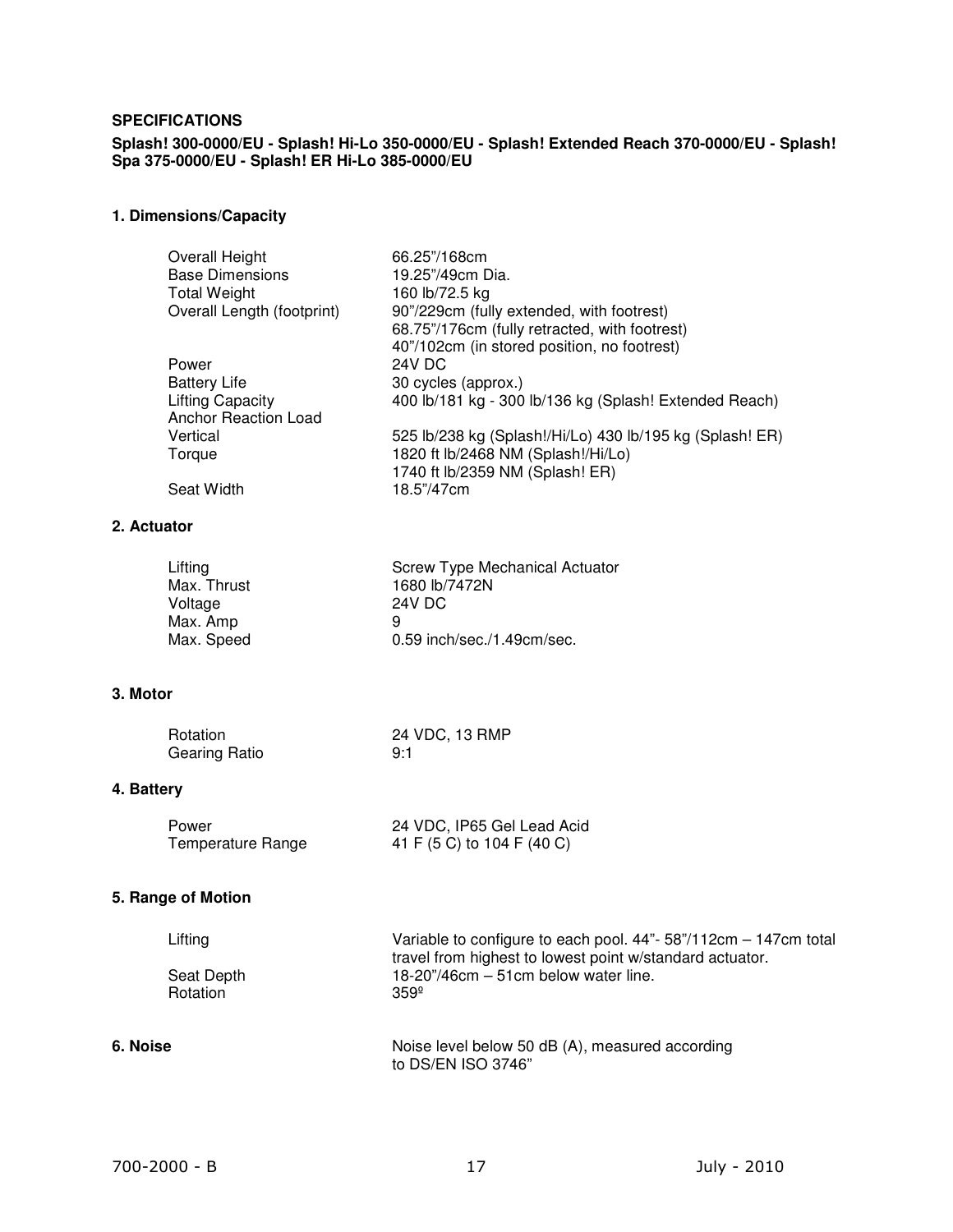**SPECIFICATIONS**

**Splash! 300-0000/EU - Splash! Hi-Lo 350-0000/EU - Splash! Extended Reach 370-0000/EU - Splash! Spa 375-0000/EU - Splash! ER Hi-Lo 385-0000/EU**

## 1. Dimensions/Capacity

| | |
|---|---|
| Overall Height | 66.25”/168cm |
| Base Dimensions | 19.25”/49cm Dia. |
| Total Weight | 160 lb/72.5 kg |
| Overall Length (footprint) | 90”/229cm (fully extended, with footrest)<br>68.75”/176cm (fully retracted, with footrest)<br>40”/102cm (in stored position, no footrest) |
| Power | 24V DC |
| Battery Life | 30 cycles (approx.) |
| Lifting Capacity | 400 lb/181 kg - 300 lb/136 kg (Splash! Extended Reach) |
| Anchor Reaction Load | |
| Vertical | 525 lb/238 kg (Splash!/Hi/Lo) 430 lb/195 kg (Splash! ER) |
| Torque | 1820 ft lb/2468 NM (Splash!/Hi/Lo)<br>1740 ft lb/2359 NM (Splash! ER) |
| Seat Width | 18.5”/47cm |

## 2. Actuator

| | |
|---|---|
| Lifting | Screw Type Mechanical Actuator |
| Max. Thrust | 1680 lb/7472N |
| Voltage | 24V DC |
| Max. Amp | 9 |
| Max. Speed | 0.59 inch/sec./1.49cm/sec. |

## 3. Motor

| | |
|---|---|
| Rotation | 24 VDC, 13 RMP |
| Gearing Ratio | 9:1 |

## 4. Battery

| | |
|---|---|
| Power | 24 VDC, IP65 Gel Lead Acid |
| Temperature Range | 41 F (5 C) to 104 F (40 C) |

## 5. Range of Motion

| | |
|---|---|
| Lifting | Variable to configure to each pool. 44”- 58”/112cm – 147cm total travel from highest to lowest point w/standard actuator. |
| Seat Depth | 18-20”/46cm – 51cm below water line. |
| Rotation | 359º |

## 6. Noise

Noise level below 50 dB (A), measured according to DS/EN ISO 3746”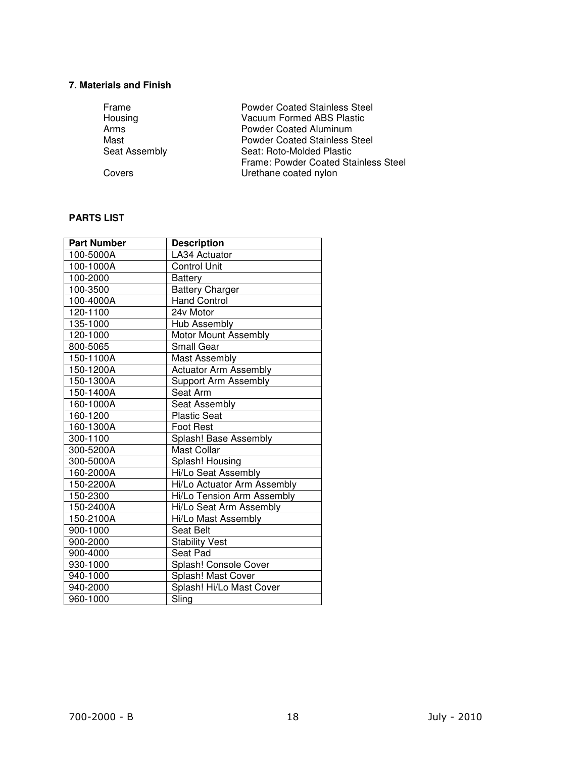### 7. Materials and Finish

| | |
|---|---|
| Frame | Powder Coated Stainless Steel |
| Housing | Vacuum Formed ABS Plastic |
| Arms | Powder Coated Aluminum |
| Mast | Powder Coated Stainless Steel |
| Seat Assembly | Seat: Roto-Molded Plastic<br>Frame: Powder Coated Stainless Steel |
| Covers | Urethane coated nylon |

### PARTS LIST

| Part Number | Description |
|---|---|
| 100-5000A | LA34 Actuator |
| 100-1000A | Control Unit |
| 100-2000 | Battery |
| 100-3500 | Battery Charger |
| 100-4000A | Hand Control |
| 120-1100 | 24v Motor |
| 135-1000 | Hub Assembly |
| 120-1000 | Motor Mount Assembly |
| 800-5065 | Small Gear |
| 150-1100A | Mast Assembly |
| 150-1200A | Actuator Arm Assembly |
| 150-1300A | Support Arm Assembly |
| 150-1400A | Seat Arm |
| 160-1000A | Seat Assembly |
| 160-1200 | Plastic Seat |
| 160-1300A | Foot Rest |
| 300-1100 | Splash! Base Assembly |
| 300-5200A | Mast Collar |
| 300-5000A | Splash! Housing |
| 160-2000A | Hi/Lo Seat Assembly |
| 150-2200A | Hi/Lo Actuator Arm Assembly |
| 150-2300 | Hi/Lo Tension Arm Assembly |
| 150-2400A | Hi/Lo Seat Arm Assembly |
| 150-2100A | Hi/Lo Mast Assembly |
| 900-1000 | Seat Belt |
| 900-2000 | Stability Vest |
| 900-4000 | Seat Pad |
| 930-1000 | Splash! Console Cover |
| 940-1000 | Splash! Mast Cover |
| 940-2000 | Splash! Hi/Lo Mast Cover |
| 960-1000 | Sling |